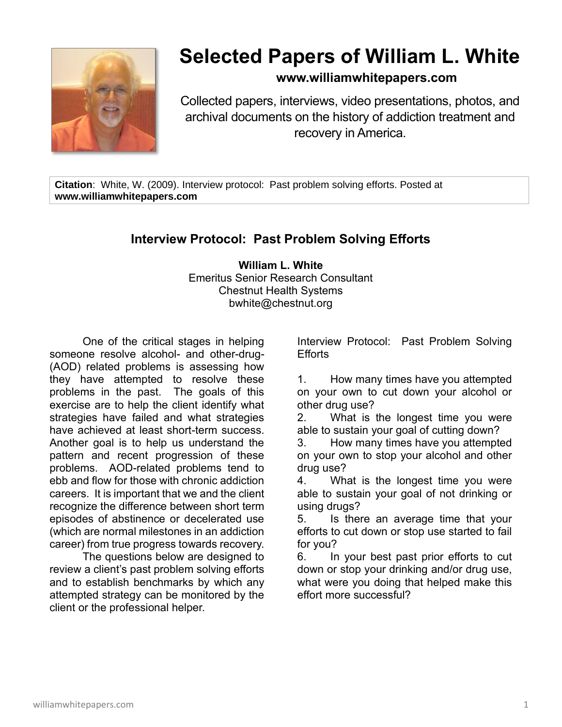# Selected Papers of William L. White

**www.williamwhitepapers.com**

Collected papers, interviews, video presentations, photos, and archival documents on the history of addiction treatment and recovery in America.

**Citation**: White, W. (2009). Interview protocol: Past problem solving efforts. Posted at **www.williamwhitepapers.com**

## Interview Protocol: Past Problem Solving Efforts

**William L. White**
Emeritus Senior Research Consultant
Chestnut Health Systems
bwhite@chestnut.org

One of the critical stages in helping someone resolve alcohol- and other-drug- (AOD) related problems is assessing how they have attempted to resolve these problems in the past. The goals of this exercise are to help the client identify what strategies have failed and what strategies have achieved at least short-term success. Another goal is to help us understand the pattern and recent progression of these problems. AOD-related problems tend to ebb and flow for those with chronic addiction careers. It is important that we and the client recognize the difference between short term episodes of abstinence or decelerated use (which are normal milestones in an addiction career) from true progress towards recovery.

The questions below are designed to review a client's past problem solving efforts and to establish benchmarks by which any attempted strategy can be monitored by the client or the professional helper.

Interview Protocol: Past Problem Solving Efforts

1. How many times have you attempted on your own to cut down your alcohol or other drug use?
2. What is the longest time you were able to sustain your goal of cutting down?
3. How many times have you attempted on your own to stop your alcohol and other drug use?
4. What is the longest time you were able to sustain your goal of not drinking or using drugs?
5. Is there an average time that your efforts to cut down or stop use started to fail for you?
6. In your best past prior efforts to cut down or stop your drinking and/or drug use, what were you doing that helped make this effort more successful?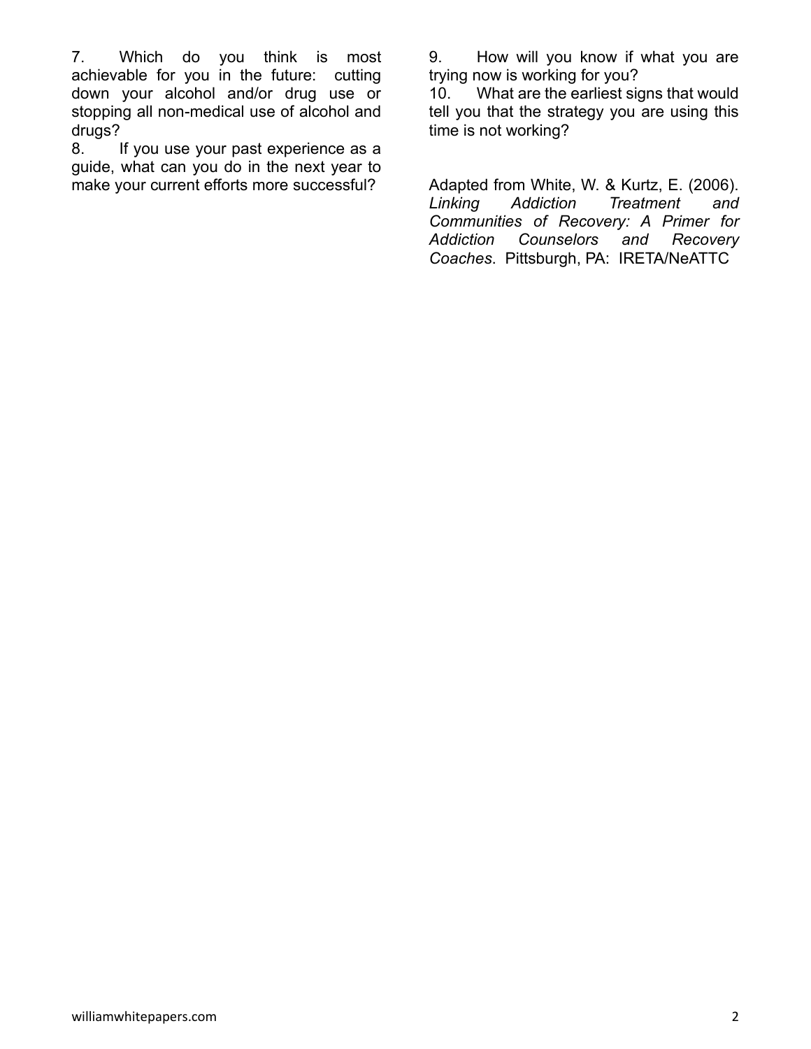7. Which do you think is most achievable for you in the future: cutting down your alcohol and/or drug use or stopping all non-medical use of alcohol and drugs?

8. If you use your past experience as a guide, what can you do in the next year to make your current efforts more successful?

9. How will you know if what you are trying now is working for you?

10. What are the earliest signs that would tell you that the strategy you are using this time is not working?

Adapted from White, W. & Kurtz, E. (2006). *Linking Addiction Treatment and Communities of Recovery: A Primer for Addiction Counselors and Recovery Coaches*. Pittsburgh, PA: IRETA/NeATTC